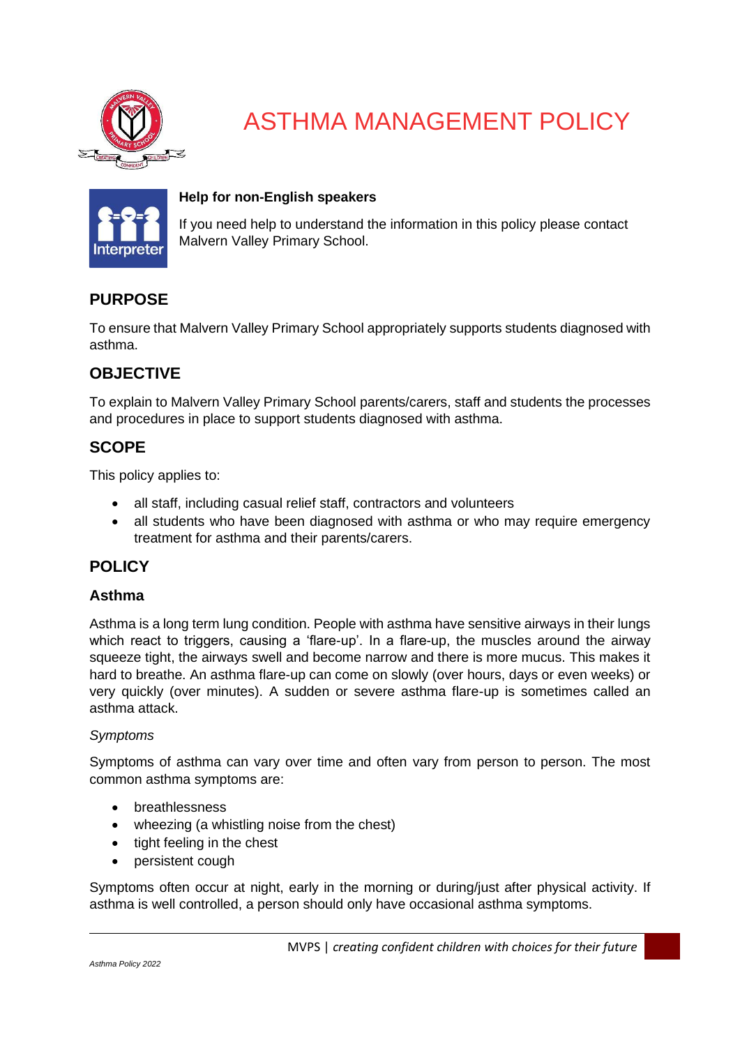# ASTHMA MANAGEMENT POLICY

**Help for non-English speakers**

If you need help to understand the information in this policy please contact Malvern Valley Primary School.

## PURPOSE

To ensure that Malvern Valley Primary School appropriately supports students diagnosed with asthma.

## OBJECTIVE

To explain to Malvern Valley Primary School parents/carers, staff and students the processes and procedures in place to support students diagnosed with asthma.

## SCOPE

This policy applies to:

- all staff, including casual relief staff, contractors and volunteers
- all students who have been diagnosed with asthma or who may require emergency treatment for asthma and their parents/carers.

## POLICY

### Asthma

Asthma is a long term lung condition. People with asthma have sensitive airways in their lungs which react to triggers, causing a 'flare-up'. In a flare-up, the muscles around the airway squeeze tight, the airways swell and become narrow and there is more mucus. This makes it hard to breathe. An asthma flare-up can come on slowly (over hours, days or even weeks) or very quickly (over minutes). A sudden or severe asthma flare-up is sometimes called an asthma attack.

*Symptoms*

Symptoms of asthma can vary over time and often vary from person to person. The most common asthma symptoms are:

- breathlessness
- wheezing (a whistling noise from the chest)
- tight feeling in the chest
- persistent cough

Symptoms often occur at night, early in the morning or during/just after physical activity. If asthma is well controlled, a person should only have occasional asthma symptoms.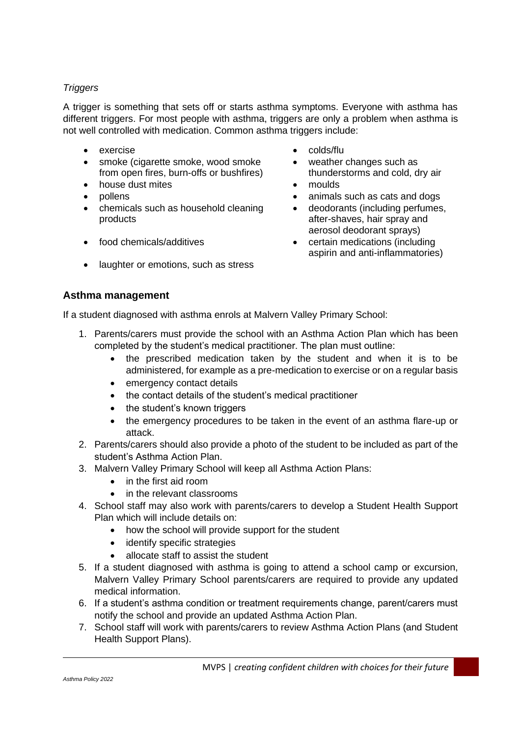*Triggers*

A trigger is something that sets off or starts asthma symptoms. Everyone with asthma has different triggers. For most people with asthma, triggers are only a problem when asthma is not well controlled with medication. Common asthma triggers include:

- exercise
- smoke (cigarette smoke, wood smoke from open fires, burn-offs or bushfires)
- house dust mites
- pollens
- chemicals such as household cleaning products
- food chemicals/additives
- laughter or emotions, such as stress
- colds/flu
- weather changes such as thunderstorms and cold, dry air
- moulds
- animals such as cats and dogs
- deodorants (including perfumes, after-shaves, hair spray and aerosol deodorant sprays)
- certain medications (including aspirin and anti-inflammatories)

## Asthma management

If a student diagnosed with asthma enrols at Malvern Valley Primary School:

1. Parents/carers must provide the school with an Asthma Action Plan which has been completed by the student's medical practitioner. The plan must outline:
   - the prescribed medication taken by the student and when it is to be administered, for example as a pre-medication to exercise or on a regular basis
   - emergency contact details
   - the contact details of the student's medical practitioner
   - the student's known triggers
   - the emergency procedures to be taken in the event of an asthma flare-up or attack.
2. Parents/carers should also provide a photo of the student to be included as part of the student's Asthma Action Plan.
3. Malvern Valley Primary School will keep all Asthma Action Plans:
   - in the first aid room
   - in the relevant classrooms
4. School staff may also work with parents/carers to develop a Student Health Support Plan which will include details on:
   - how the school will provide support for the student
   - identify specific strategies
   - allocate staff to assist the student
5. If a student diagnosed with asthma is going to attend a school camp or excursion, Malvern Valley Primary School parents/carers are required to provide any updated medical information.
6. If a student's asthma condition or treatment requirements change, parent/carers must notify the school and provide an updated Asthma Action Plan.
7. School staff will work with parents/carers to review Asthma Action Plans (and Student Health Support Plans).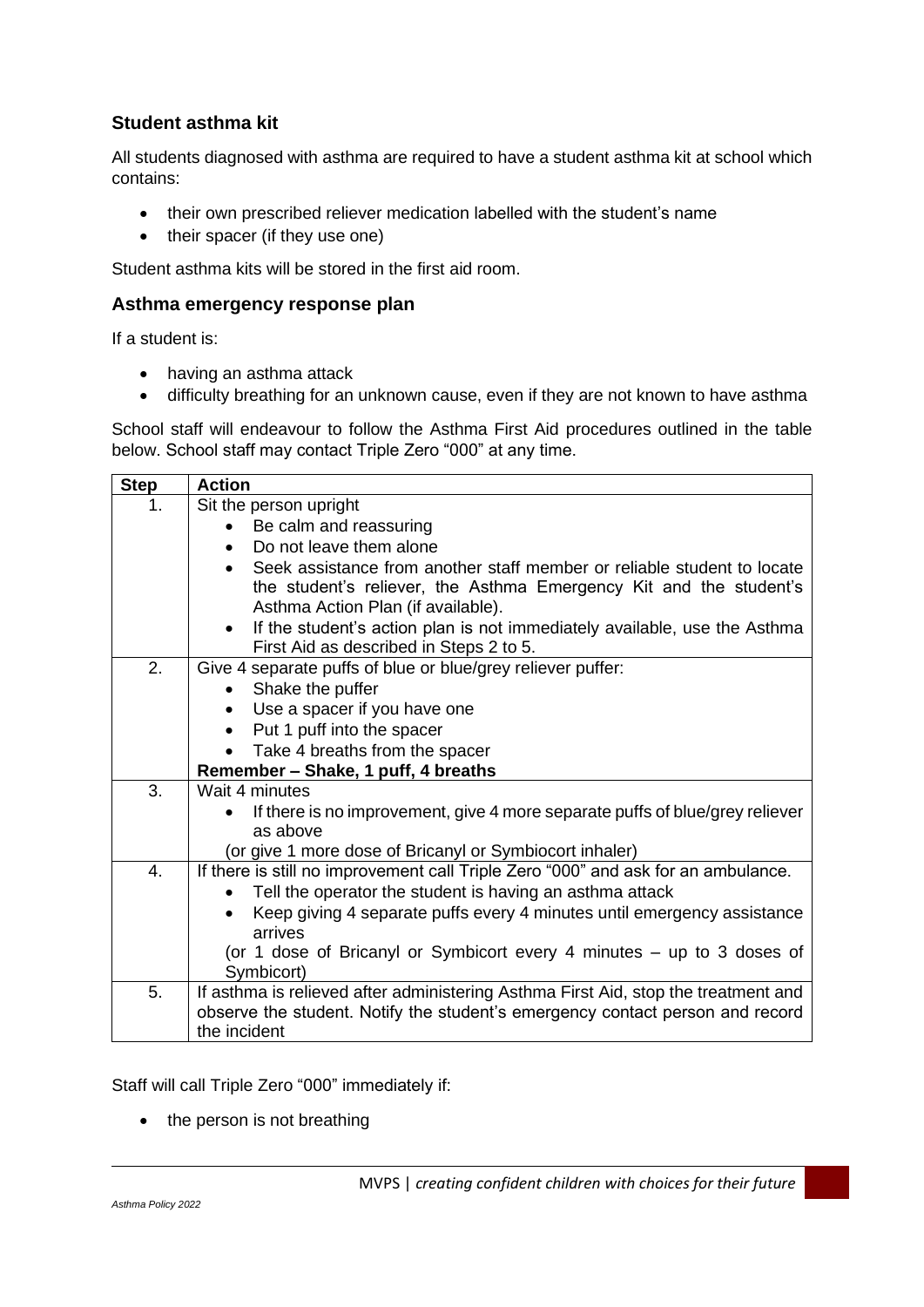### Student asthma kit

All students diagnosed with asthma are required to have a student asthma kit at school which contains:

- their own prescribed reliever medication labelled with the student's name
- their spacer (if they use one)

Student asthma kits will be stored in the first aid room.

### Asthma emergency response plan

If a student is:

- having an asthma attack
- difficulty breathing for an unknown cause, even if they are not known to have asthma

School staff will endeavour to follow the Asthma First Aid procedures outlined in the table below. School staff may contact Triple Zero "000" at any time.

| Step | Action |
|---|---|
| 1. | Sit the person upright<br>• Be calm and reassuring<br>• Do not leave them alone<br>• Seek assistance from another staff member or reliable student to locate the student's reliever, the Asthma Emergency Kit and the student's Asthma Action Plan (if available).<br>• If the student's action plan is not immediately available, use the Asthma First Aid as described in Steps 2 to 5. |
| 2. | Give 4 separate puffs of blue or blue/grey reliever puffer:<br>• Shake the puffer<br>• Use a spacer if you have one<br>• Put 1 puff into the spacer<br>• Take 4 breaths from the spacer<br>**Remember – Shake, 1 puff, 4 breaths** |
| 3. | Wait 4 minutes<br>• If there is no improvement, give 4 more separate puffs of blue/grey reliever as above<br>(or give 1 more dose of Bricanyl or Symbiocort inhaler) |
| 4. | If there is still no improvement call Triple Zero "000" and ask for an ambulance.<br>• Tell the operator the student is having an asthma attack<br>• Keep giving 4 separate puffs every 4 minutes until emergency assistance arrives<br>(or 1 dose of Bricanyl or Symbicort every 4 minutes – up to 3 doses of Symbicort) |
| 5. | If asthma is relieved after administering Asthma First Aid, stop the treatment and observe the student. Notify the student's emergency contact person and record the incident |

Staff will call Triple Zero "000" immediately if:

- the person is not breathing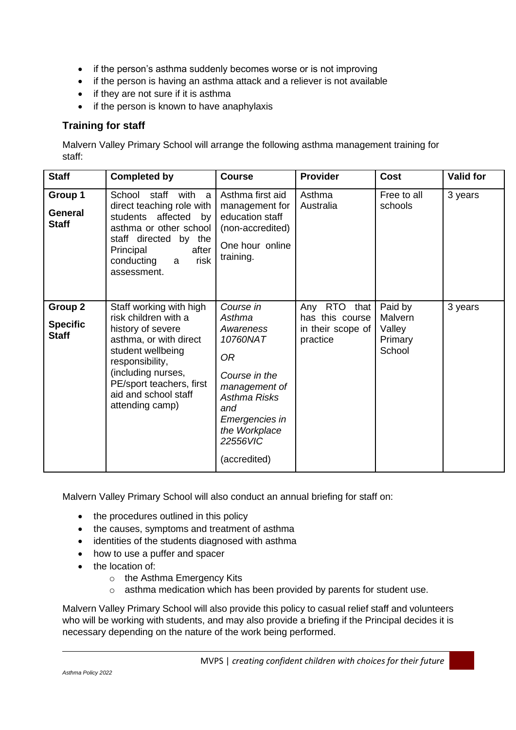- if the person's asthma suddenly becomes worse or is not improving
- if the person is having an asthma attack and a reliever is not available
- if they are not sure if it is asthma
- if the person is known to have anaphylaxis

## Training for staff

Malvern Valley Primary School will arrange the following asthma management training for staff:

| Staff | Completed by | Course | Provider | Cost | Valid for |
|---|---|---|---|---|---|
| **Group 1**<br>**General Staff** | School staff with a direct teaching role with students affected by asthma or other school staff directed by the Principal after conducting a risk assessment. | Asthma first aid management for education staff (non-accredited)<br>One hour online training. | Asthma Australia | Free to all schools | 3 years |
| **Group 2**<br>**Specific Staff** | Staff working with high risk children with a history of severe asthma, or with direct student wellbeing responsibility, (including nurses, PE/sport teachers, first aid and school staff attending camp) | *Course in Asthma Awareness 10760NAT*<br>*OR*<br>*Course in the management of Asthma Risks and Emergencies in the Workplace 22556VIC*<br>(accredited) | Any RTO that has this course in their scope of practice | Paid by Malvern Valley Primary School | 3 years |

Malvern Valley Primary School will also conduct an annual briefing for staff on:

- the procedures outlined in this policy
- the causes, symptoms and treatment of asthma
- identities of the students diagnosed with asthma
- how to use a puffer and spacer
- the location of:
  - the Asthma Emergency Kits
  - asthma medication which has been provided by parents for student use.

Malvern Valley Primary School will also provide this policy to casual relief staff and volunteers who will be working with students, and may also provide a briefing if the Principal decides it is necessary depending on the nature of the work being performed.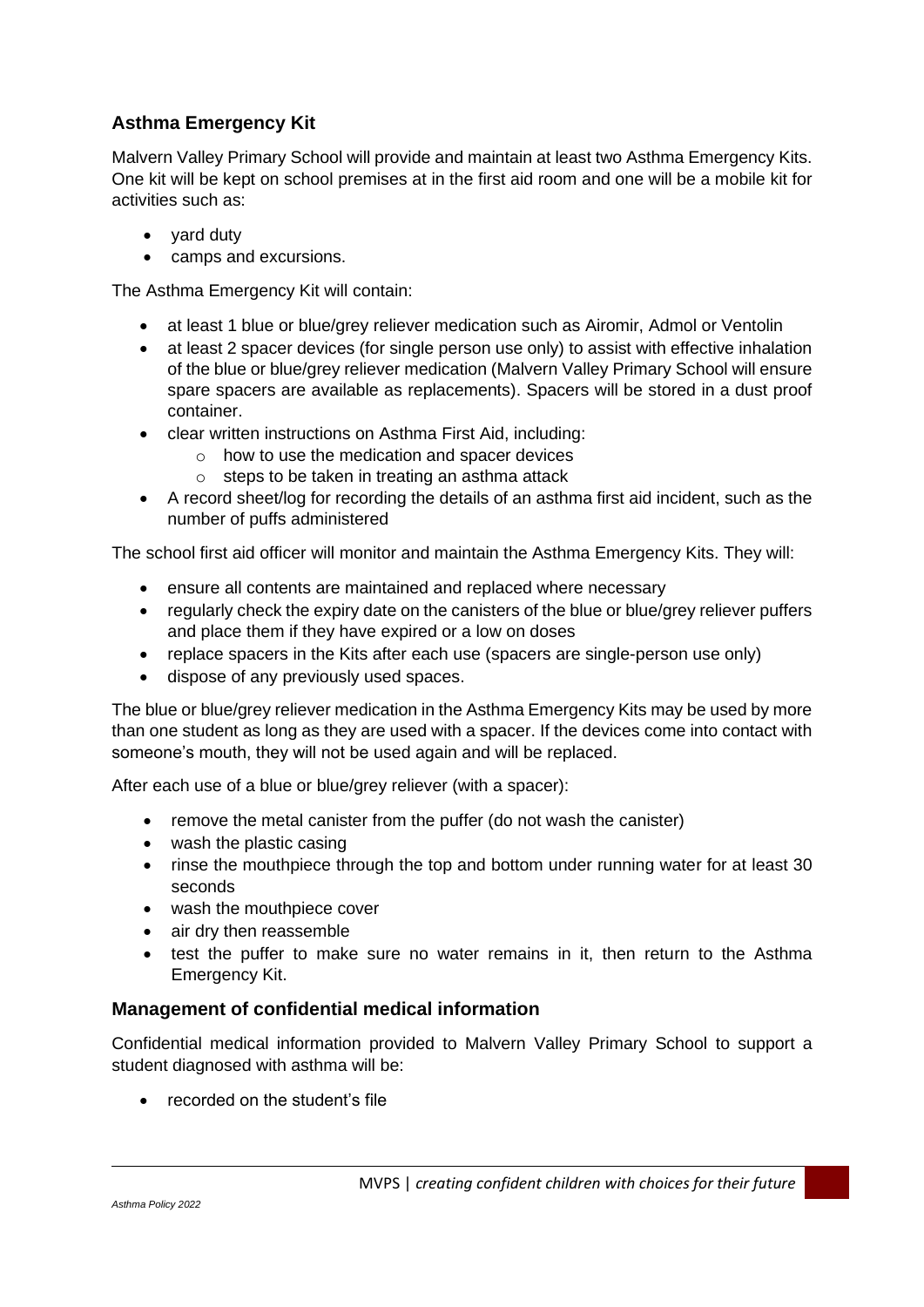## Asthma Emergency Kit

Malvern Valley Primary School will provide and maintain at least two Asthma Emergency Kits. One kit will be kept on school premises at in the first aid room and one will be a mobile kit for activities such as:

- yard duty
- camps and excursions.

The Asthma Emergency Kit will contain:

- at least 1 blue or blue/grey reliever medication such as Airomir, Admol or Ventolin
- at least 2 spacer devices (for single person use only) to assist with effective inhalation of the blue or blue/grey reliever medication (Malvern Valley Primary School will ensure spare spacers are available as replacements). Spacers will be stored in a dust proof container.
- clear written instructions on Asthma First Aid, including:
  - how to use the medication and spacer devices
  - steps to be taken in treating an asthma attack
- A record sheet/log for recording the details of an asthma first aid incident, such as the number of puffs administered

The school first aid officer will monitor and maintain the Asthma Emergency Kits. They will:

- ensure all contents are maintained and replaced where necessary
- regularly check the expiry date on the canisters of the blue or blue/grey reliever puffers and place them if they have expired or a low on doses
- replace spacers in the Kits after each use (spacers are single-person use only)
- dispose of any previously used spaces.

The blue or blue/grey reliever medication in the Asthma Emergency Kits may be used by more than one student as long as they are used with a spacer. If the devices come into contact with someone's mouth, they will not be used again and will be replaced.

After each use of a blue or blue/grey reliever (with a spacer):

- remove the metal canister from the puffer (do not wash the canister)
- wash the plastic casing
- rinse the mouthpiece through the top and bottom under running water for at least 30 seconds
- wash the mouthpiece cover
- air dry then reassemble
- test the puffer to make sure no water remains in it, then return to the Asthma Emergency Kit.

## Management of confidential medical information

Confidential medical information provided to Malvern Valley Primary School to support a student diagnosed with asthma will be:

- recorded on the student's file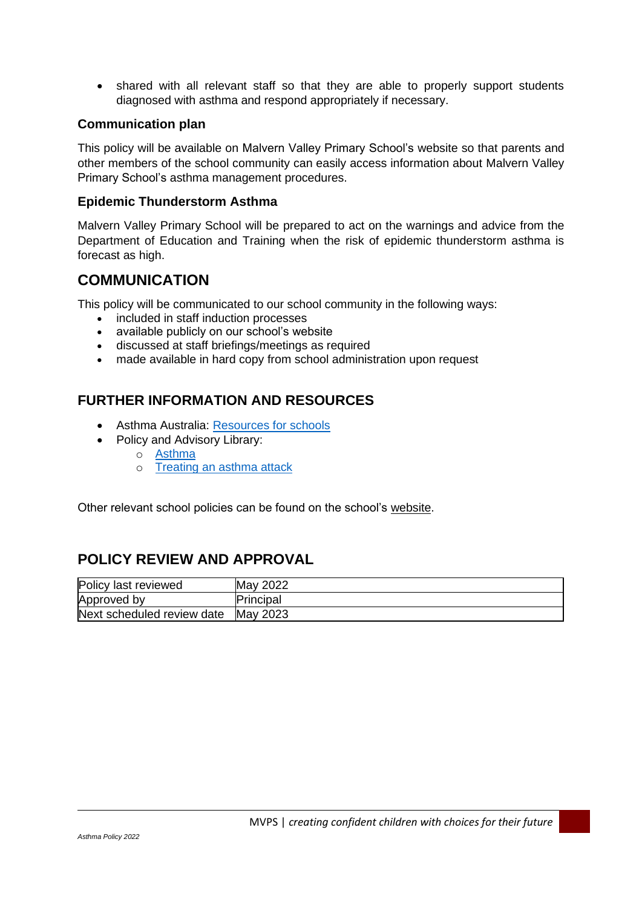- shared with all relevant staff so that they are able to properly support students diagnosed with asthma and respond appropriately if necessary.

### Communication plan

This policy will be available on Malvern Valley Primary School's website so that parents and other members of the school community can easily access information about Malvern Valley Primary School's asthma management procedures.

### Epidemic Thunderstorm Asthma

Malvern Valley Primary School will be prepared to act on the warnings and advice from the Department of Education and Training when the risk of epidemic thunderstorm asthma is forecast as high.

## COMMUNICATION

This policy will be communicated to our school community in the following ways:

- included in staff induction processes
- available publicly on our school's website
- discussed at staff briefings/meetings as required
- made available in hard copy from school administration upon request

## FURTHER INFORMATION AND RESOURCES

- Asthma Australia: Resources for schools
- Policy and Advisory Library:
  - Asthma
  - Treating an asthma attack

Other relevant school policies can be found on the school's website.

## POLICY REVIEW AND APPROVAL

| | |
|---|---|
| Policy last reviewed | May 2022 |
| Approved by | Principal |
| Next scheduled review date | May 2023 |